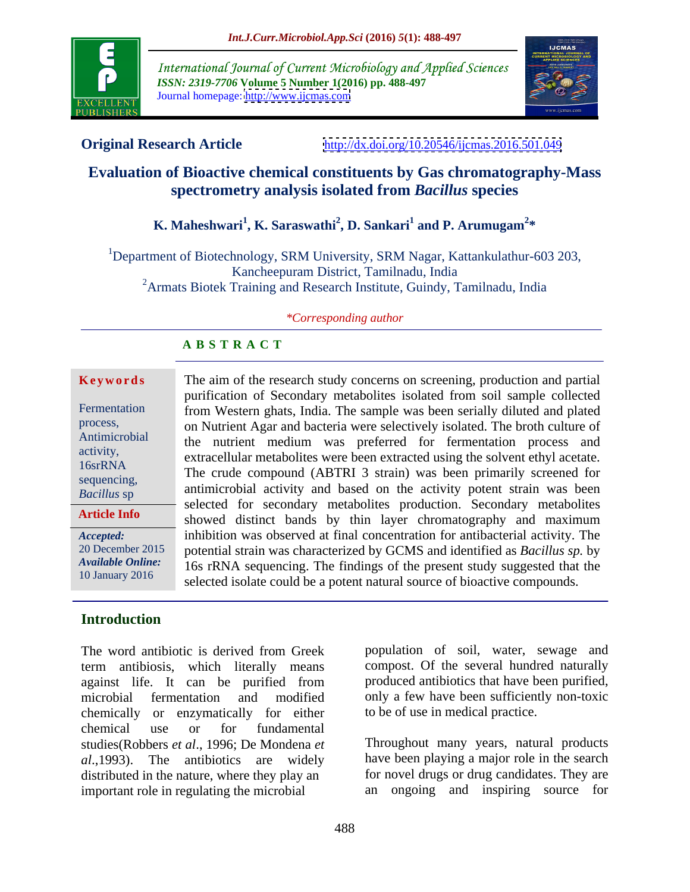**Original Research Article** http://dx.doi.org/10.20546/ijcmas.2016.501.049

# Evaluation of Bioactive chemical constituents by Gas chromatography-Mass spectrometry analysis isolated from *Bacillus* species

**K. Maheshwari[1], K. Saraswathi[2], D. Sankari[1] and P. Arumugam[2]***

[1]Department of Biotechnology, SRM University, SRM Nagar, Kattankulathur-603 203, Kancheepuram District, Tamilnadu, India
[2]Armats Biotek Training and Research Institute, Guindy, Tamilnadu, India

*Corresponding author

## A B S T R A C T

**Keywords**

Fermentation process, Antimicrobial activity, 16srRNA sequencing, *Bacillus* sp

**Article Info**

*Accepted:* 20 December 2015
*Available Online:* 10 January 2016

The aim of the research study concerns on screening, production and partial purification of Secondary metabolites isolated from soil sample collected from Western ghats, India. The sample was been serially diluted and plated on Nutrient Agar and bacteria were selectively isolated. The broth culture of the nutrient medium was preferred for fermentation process and extracellular metabolites were been extracted using the solvent ethyl acetate. The crude compound (ABTRI 3 strain) was been primarily screened for antimicrobial activity and based on the activity potent strain was been selected for secondary metabolites production. Secondary metabolites showed distinct bands by thin layer chromatography and maximum inhibition was observed at final concentration for antibacterial activity. The potential strain was characterized by GCMS and identified as *Bacillus sp.* by 16s rRNA sequencing. The findings of the present study suggested that the selected isolate could be a potent natural source of bioactive compounds.

## Introduction

The word antibiotic is derived from Greek term antibiosis, which literally means against life. It can be purified from microbial fermentation and modified chemically or enzymatically for either chemical use or for fundamental studies(Robbers *et al*., 1996; De Mondena *et al*.,1993). The antibiotics are widely distributed in the nature, where they play an important role in regulating the microbial population of soil, water, sewage and compost. Of the several hundred naturally produced antibiotics that have been purified, only a few have been sufficiently non-toxic to be of use in medical practice.

Throughout many years, natural products have been playing a major role in the search for novel drugs or drug candidates. They are an ongoing and inspiring source for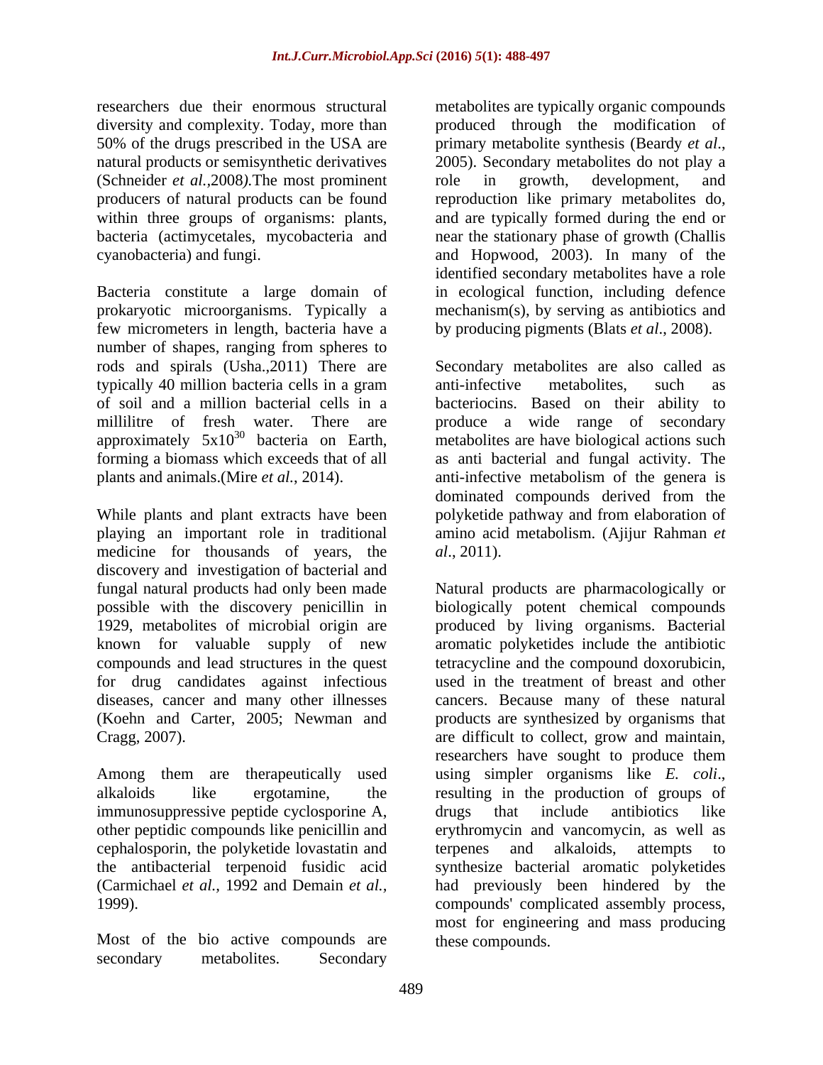researchers due their enormous structural diversity and complexity. Today, more than 50% of the drugs prescribed in the USA are natural products or semisynthetic derivatives (Schneider *et al.,*2008*)*.The most prominent producers of natural products can be found within three groups of organisms: plants, bacteria (actimycetales, mycobacteria and cyanobacteria) and fungi.

Bacteria constitute a large domain of prokaryotic microorganisms. Typically a few micrometers in length, bacteria have a number of shapes, ranging from spheres to rods and spirals (Usha.,2011) There are typically 40 million bacteria cells in a gram of soil and a million bacterial cells in a millilitre of fresh water. There are approximately $5x10^{30}$ bacteria on Earth, forming a biomass which exceeds that of all plants and animals.(Mire *et al.*, 2014).

While plants and plant extracts have been playing an important role in traditional medicine for thousands of years, the discovery and investigation of bacterial and fungal natural products had only been made possible with the discovery penicillin in 1929, metabolites of microbial origin are known for valuable supply of new compounds and lead structures in the quest for drug candidates against infectious diseases, cancer and many other illnesses (Koehn and Carter, 2005; Newman and Cragg, 2007).

Among them are therapeutically used alkaloids like ergotamine, the immunosuppressive peptide cyclosporine A, other peptidic compounds like penicillin and cephalosporin, the polyketide lovastatin and the antibacterial terpenoid fusidic acid (Carmichael *et al.,* 1992 and Demain *et al.*, 1999).

Most of the bio active compounds are secondary metabolites. Secondary metabolites are typically organic compounds produced through the modification of primary metabolite synthesis (Beardy *et al.*, 2005). Secondary metabolites do not play a role in growth, development, and reproduction like primary metabolites do, and are typically formed during the end or near the stationary phase of growth (Challis and Hopwood, 2003). In many of the identified secondary metabolites have a role in ecological function, including defence mechanism(s), by serving as antibiotics and by producing pigments (Blats *et al*., 2008).

Secondary metabolites are also called as anti-infective metabolites, such as bacteriocins. Based on their ability to produce a wide range of secondary metabolites are have biological actions such as anti bacterial and fungal activity. The anti-infective metabolism of the genera is dominated compounds derived from the polyketide pathway and from elaboration of amino acid metabolism. (Ajijur Rahman *et al.,* 2011).

Natural products are pharmacologically or biologically potent chemical compounds produced by living organisms. Bacterial aromatic polyketides include the antibiotic tetracycline and the compound doxorubicin, used in the treatment of breast and other cancers. Because many of these natural products are synthesized by organisms that are difficult to collect, grow and maintain, researchers have sought to produce them using simpler organisms like *E. coli*., resulting in the production of groups of drugs that include antibiotics like erythromycin and vancomycin, as well as terpenes and alkaloids, attempts to synthesize bacterial aromatic polyketides had previously been hindered by the compounds' complicated assembly process, most for engineering and mass producing these compounds.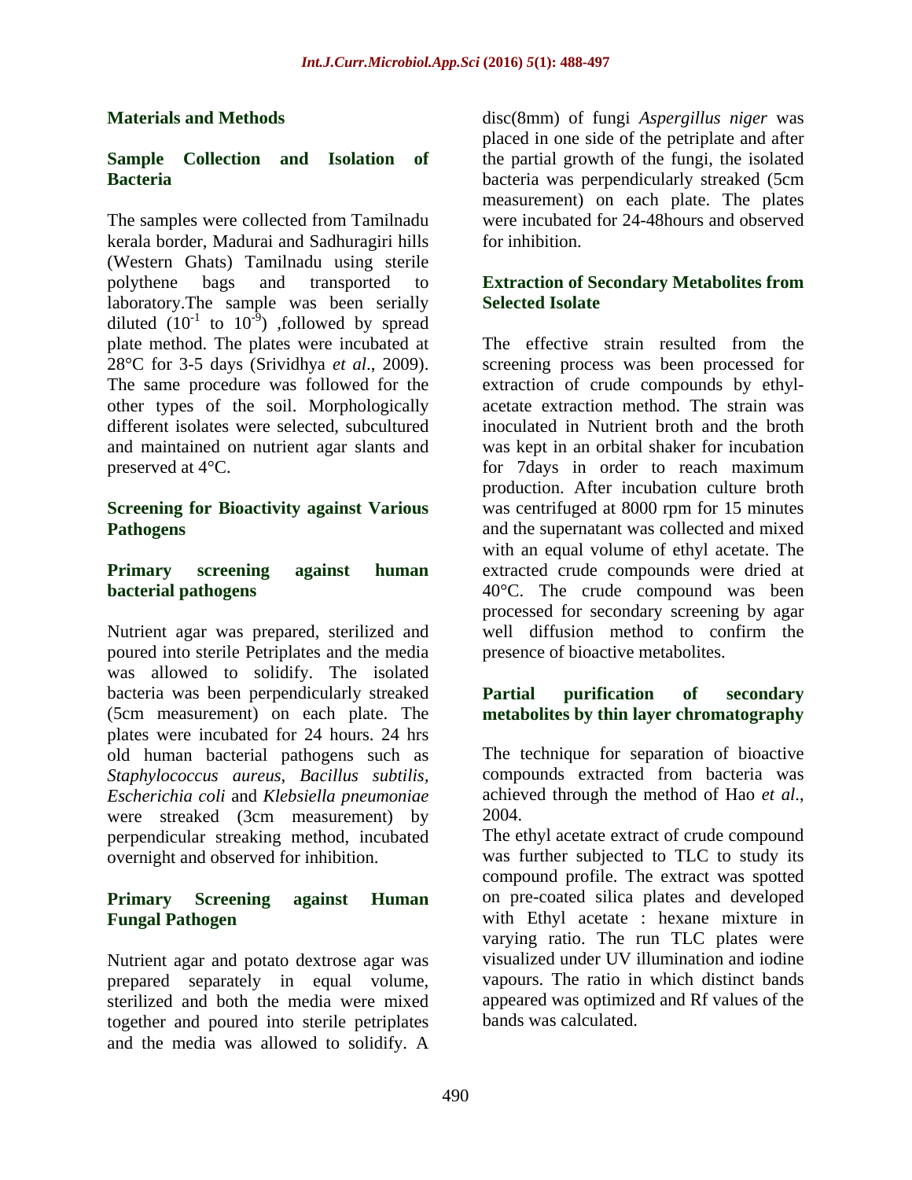## Materials and Methods

### Sample Collection and Isolation of Bacteria

The samples were collected from Tamilnadu kerala border, Madurai and Sadhuragiri hills (Western Ghats) Tamilnadu using sterile polythene bags and transported to laboratory.The sample was been serially diluted ($10^{-1}$ to $10^{-9}$) ,followed by spread plate method. The plates were incubated at 28°C for 3-5 days (Srividhya *et al*., 2009). The same procedure was followed for the other types of the soil. Morphologically different isolates were selected, subcultured and maintained on nutrient agar slants and preserved at 4°C.

### Screening for Bioactivity against Various Pathogens

#### Primary screening against human bacterial pathogens

Nutrient agar was prepared, sterilized and poured into sterile Petriplates and the media was allowed to solidify. The isolated bacteria was been perpendicularly streaked (5cm measurement) on each plate. The plates were incubated for 24 hours. 24 hrs old human bacterial pathogens such as *Staphylococcus aureus, Bacillus subtilis, Escherichia coli* and *Klebsiella pneumoniae* were streaked (3cm measurement) by perpendicular streaking method, incubated overnight and observed for inhibition.

#### Primary Screening against Human Fungal Pathogen

Nutrient agar and potato dextrose agar was prepared separately in equal volume, sterilized and both the media were mixed together and poured into sterile petriplates and the media was allowed to solidify. A disc(8mm) of fungi *Aspergillus niger* was placed in one side of the petriplate and after the partial growth of the fungi, the isolated bacteria was perpendicularly streaked (5cm measurement) on each plate. The plates were incubated for 24-48hours and observed for inhibition.

### Extraction of Secondary Metabolites from Selected Isolate

The effective strain resulted from the screening process was been processed for extraction of crude compounds by ethyl-acetate extraction method. The strain was inoculated in Nutrient broth and the broth was kept in an orbital shaker for incubation for 7days in order to reach maximum production. After incubation culture broth was centrifuged at 8000 rpm for 15 minutes and the supernatant was collected and mixed with an equal volume of ethyl acetate. The extracted crude compounds were dried at 40°C. The crude compound was been processed for secondary screening by agar well diffusion method to confirm the presence of bioactive metabolites.

#### Partial purification of secondary metabolites by thin layer chromatography

The technique for separation of bioactive compounds extracted from bacteria was achieved through the method of Hao *et al*., 2004.

The ethyl acetate extract of crude compound was further subjected to TLC to study its compound profile. The extract was spotted on pre-coated silica plates and developed with Ethyl acetate : hexane mixture in varying ratio. The run TLC plates were visualized under UV illumination and iodine vapours. The ratio in which distinct bands appeared was optimized and Rf values of the bands was calculated.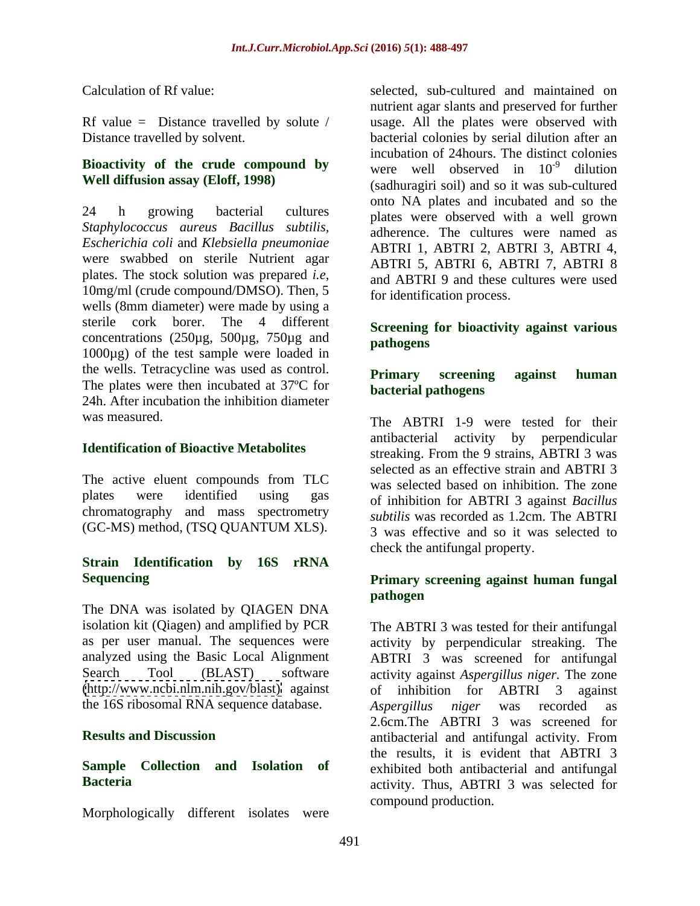Calculation of Rf value:

Rf value = Distance travelled by solute / Distance travelled by solvent.

### Bioactivity of the crude compound by Well diffusion assay (Eloff, 1998)

24 h growing bacterial cultures *Staphylococcus aureus Bacillus subtilis, Escherichia coli* and *Klebsiella pneumoniae* were swabbed on sterile Nutrient agar plates. The stock solution was prepared *i.e,* 10mg/ml (crude compound/DMSO). Then, 5 wells (8mm diameter) were made by using a sterile cork borer. The 4 different concentrations (250µg, 500µg, 750µg and 1000µg) of the test sample were loaded in the wells. Tetracycline was used as control. The plates were then incubated at 37ºC for 24h. After incubation the inhibition diameter was measured.

### Identification of Bioactive Metabolites

The active eluent compounds from TLC plates were identified using gas chromatography and mass spectrometry (GC-MS) method, (TSQ QUANTUM XLS).

### Strain Identification by 16S rRNA Sequencing

The DNA was isolated by QIAGEN DNA isolation kit (Qiagen) and amplified by PCR as per user manual. The sequences were analyzed using the Basic Local Alignment Search Tool (BLAST) software (http://www.ncbi.nlm.nih.gov/blast) against the 16S ribosomal RNA sequence database.

## Results and Discussion

### Sample Collection and Isolation of Bacteria

Morphologically different isolates were selected, sub-cultured and maintained on nutrient agar slants and preserved for further usage. All the plates were observed with bacterial colonies by serial dilution after an incubation of 24hours. The distinct colonies were well observed in $10^{-9}$ dilution (sadhuragiri soil) and so it was sub-cultured onto NA plates and incubated and so the plates were observed with a well grown adherence. The cultures were named as ABTRI 1, ABTRI 2, ABTRI 3, ABTRI 4, ABTRI 5, ABTRI 6, ABTRI 7, ABTRI 8 and ABTRI 9 and these cultures were used for identification process.

### Screening for bioactivity against various pathogens

#### Primary screening against human bacterial pathogens

The ABTRI 1-9 were tested for their antibacterial activity by perpendicular streaking. From the 9 strains, ABTRI 3 was selected as an effective strain and ABTRI 3 was selected based on inhibition. The zone of inhibition for ABTRI 3 against *Bacillus subtilis* was recorded as 1.2cm. The ABTRI 3 was effective and so it was selected to check the antifungal property.

#### Primary screening against human fungal pathogen

The ABTRI 3 was tested for their antifungal activity by perpendicular streaking. The ABTRI 3 was screened for antifungal activity against *Aspergillus niger.* The zone of inhibition for ABTRI 3 against *Aspergillus niger* was recorded as 2.6cm.The ABTRI 3 was screened for antibacterial and antifungal activity. From the results, it is evident that ABTRI 3 exhibited both antibacterial and antifungal activity. Thus, ABTRI 3 was selected for compound production.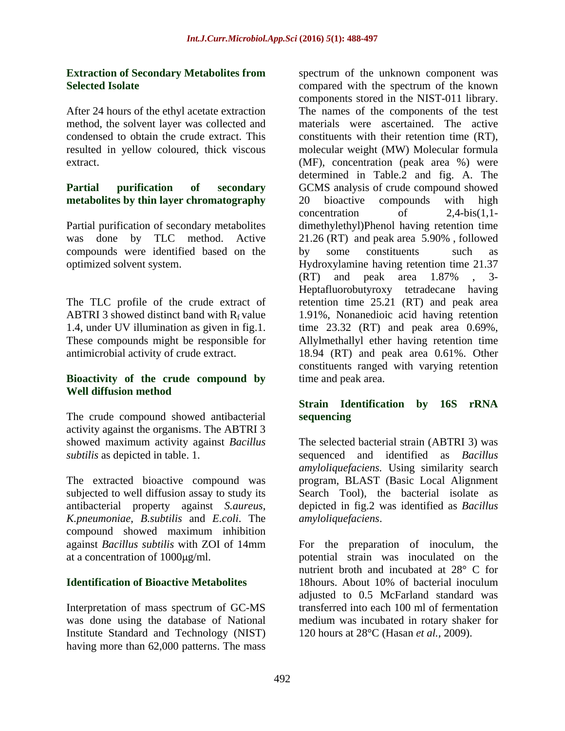### Extraction of Secondary Metabolites from Selected Isolate

After 24 hours of the ethyl acetate extraction method, the solvent layer was collected and condensed to obtain the crude extract. This resulted in yellow coloured, thick viscous extract.

### Partial purification of secondary metabolites by thin layer chromatography

Partial purification of secondary metabolites was done by TLC method. Active compounds were identified based on the optimized solvent system.

The TLC profile of the crude extract of ABTRI 3 showed distinct band with $R_f$ value 1.4, under UV illumination as given in fig.1. These compounds might be responsible for antimicrobial activity of crude extract.

### Bioactivity of the crude compound by Well diffusion method

The crude compound showed antibacterial activity against the organisms. The ABTRI 3 showed maximum activity against *Bacillus subtilis* as depicted in table. 1.

The extracted bioactive compound was subjected to well diffusion assay to study its antibacterial property against *S.aureus*, *K.pneumoniae*, *B.subtilis* and *E.coli*. The compound showed maximum inhibition against *Bacillus subtilis* with ZOI of 14mm at a concentration of 1000μg/ml.

### Identification of Bioactive Metabolites

Interpretation of mass spectrum of GC-MS was done using the database of National Institute Standard and Technology (NIST) having more than 62,000 patterns. The mass spectrum of the unknown component was compared with the spectrum of the known components stored in the NIST-011 library. The names of the components of the test materials were ascertained. The active constituents with their retention time (RT), molecular weight (MW) Molecular formula (MF), concentration (peak area %) were determined in Table.2 and fig. A. The GCMS analysis of crude compound showed 20 bioactive compounds with high concentration of 2,4-bis(1,1-dimethylethyl)Phenol having retention time 21.26 (RT) and peak area 5.90% , followed by some constituents such as Hydroxylamine having retention time 21.37 (RT) and peak area 1.87% , 3-Heptafluorobutyroxy tetradecane having retention time 25.21 (RT) and peak area 1.91%, Nonanedioic acid having retention time 23.32 (RT) and peak area 0.69%, Allylmethallyl ether having retention time 18.94 (RT) and peak area 0.61%. Other constituents ranged with varying retention time and peak area.

### Strain Identification by 16S rRNA sequencing

The selected bacterial strain (ABTRI 3) was sequenced and identified as *Bacillus amyloliquefaciens.* Using similarity search program, BLAST (Basic Local Alignment Search Tool), the bacterial isolate as depicted in fig.2 was identified as *Bacillus amyloliquefaciens*.

For the preparation of inoculum, the potential strain was inoculated on the nutrient broth and incubated at 28° C for 18hours. About 10% of bacterial inoculum adjusted to 0.5 McFarland standard was transferred into each 100 ml of fermentation medium was incubated in rotary shaker for 120 hours at 28°C (Hasan *et al.*, 2009).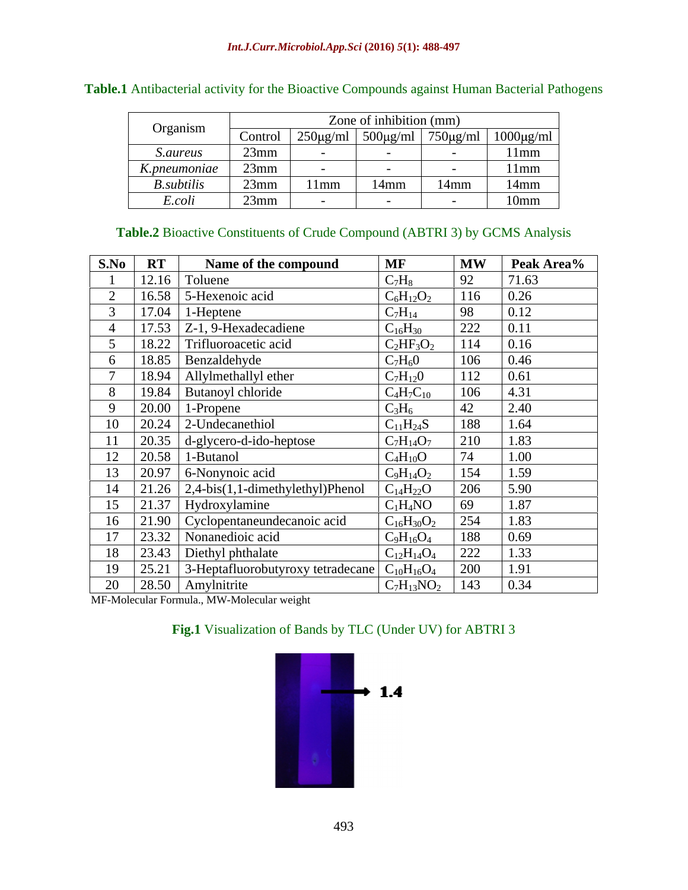**Table.1** Antibacterial activity for the Bioactive Compounds against Human Bacterial Pathogens

| Organism | Zone of inhibition (mm) | | | | |
|---|---|---|---|---|---|
| | Control | 250µg/ml | 500µg/ml | 750µg/ml | 1000µg/ml |
| *S.aureus* | 23mm | - | - | - | 11mm |
| *K.pneumoniae* | 23mm | - | - | - | 11mm |
| *B.subtilis* | 23mm | 11mm | 14mm | 14mm | 14mm |
| *E.coli* | 23mm | - | - | - | 10mm |

**Table.2** Bioactive Constituents of Crude Compound (ABTRI 3) by GCMS Analysis

| S.No | RT | Name of the compound | MF | MW | Peak Area% |
|---|---|---|---|---|---|
| 1 | 12.16 | Toluene | $C_7H_8$ | 92 | 71.63 |
| 2 | 16.58 | 5-Hexenoic acid | $C_6H_{12}O_2$ | 116 | 0.26 |
| 3 | 17.04 | 1-Heptene | $C_7H_{14}$ | 98 | 0.12 |
| 4 | 17.53 | Z-1, 9-Hexadecadiene | $C_{16}H_{30}$ | 222 | 0.11 |
| 5 | 18.22 | Trifluoroacetic acid | $C_2HF_3O_2$ | 114 | 0.16 |
| 6 | 18.85 | Benzaldehyde | $C_7H_60$ | 106 | 0.46 |
| 7 | 18.94 | Allylmethallyl ether | $C_7H_{12}0$ | 112 | 0.61 |
| 8 | 19.84 | Butanoyl chloride | $C_4H_7C_{10}$ | 106 | 4.31 |
| 9 | 20.00 | 1-Propene | $C_3H_6$ | 42 | 2.40 |
| 10 | 20.24 | 2-Undecanethiol | $C_{11}H_{24}S$ | 188 | 1.64 |
| 11 | 20.35 | d-glycero-d-ido-heptose | $C_7H_{14}O_7$ | 210 | 1.83 |
| 12 | 20.58 | 1-Butanol | $C_4H_{10}O$ | 74 | 1.00 |
| 13 | 20.97 | 6-Nonynoic acid | $C_9H_{14}O_2$ | 154 | 1.59 |
| 14 | 21.26 | 2,4-bis(1,1-dimethylethyl)Phenol | $C_{14}H_{22}O$ | 206 | 5.90 |
| 15 | 21.37 | Hydroxylamine | $C_1H_4NO$ | 69 | 1.87 |
| 16 | 21.90 | Cyclopentaneundecanoic acid | $C_{16}H_{30}O_2$ | 254 | 1.83 |
| 17 | 23.32 | Nonanedioic acid | $C_9H_{16}O_4$ | 188 | 0.69 |
| 18 | 23.43 | Diethyl phthalate | $C_{12}H_{14}O_4$ | 222 | 1.33 |
| 19 | 25.21 | 3-Heptafluorobutyroxy tetradecane | $C_{10}H_{16}O_4$ | 200 | 1.91 |
| 20 | 28.50 | Amylnitrite | $C_7H_{13}NO_2$ | 143 | 0.34 |

MF-Molecular Formula., MW-Molecular weight

**Fig.1** Visualization of Bands by TLC (Under UV) for ABTRI 3

1.4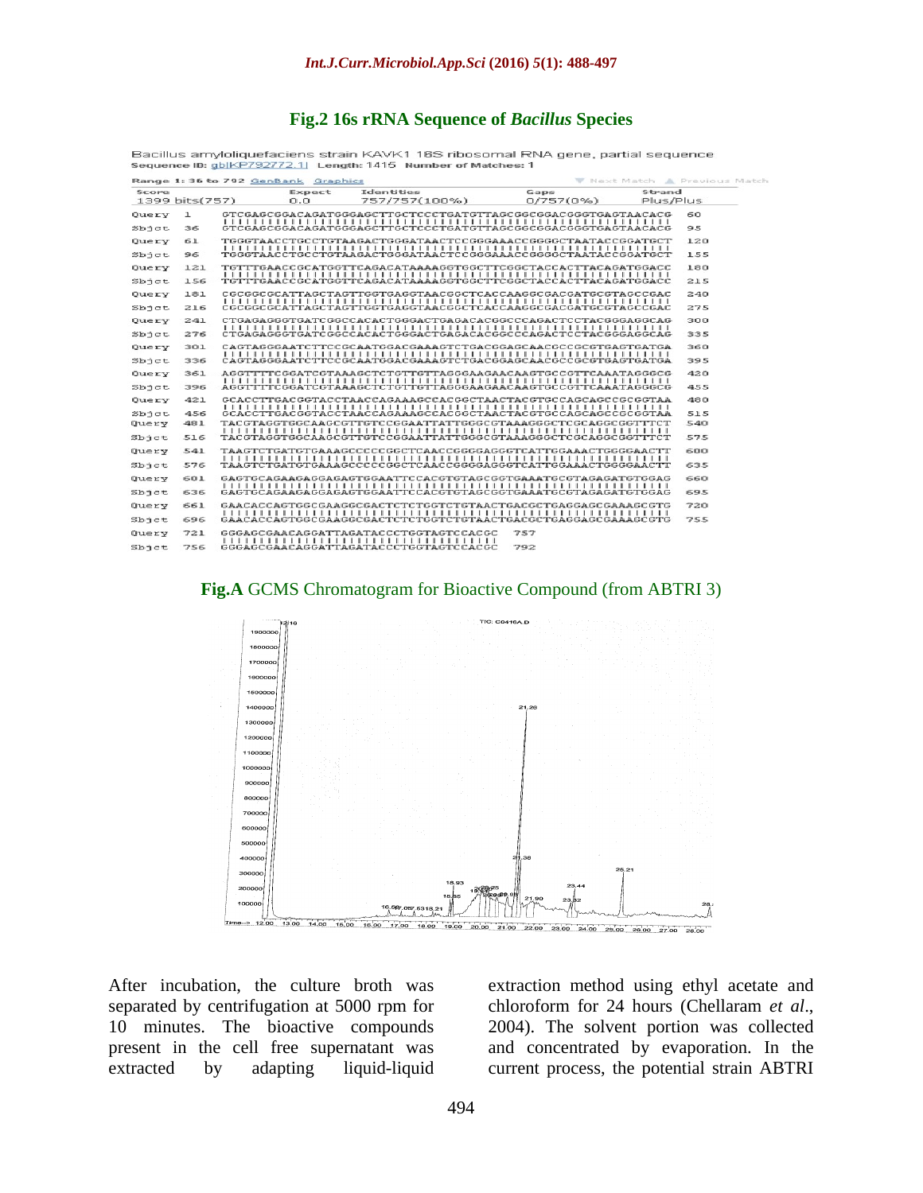**Fig.2** 16s rRNA Sequence of *Bacillus* Species

**Fig.A** GCMS Chromatogram for Bioactive Compound (from ABTRI 3)

After incubation, the culture broth was separated by centrifugation at 5000 rpm for 10 minutes. The bioactive compounds present in the cell free supernatant was extracted by adapting liquid-liquid extraction method using ethyl acetate and chloroform for 24 hours (Chellaram *et al*., 2004). The solvent portion was collected and concentrated by evaporation. In the current process, the potential strain ABTRI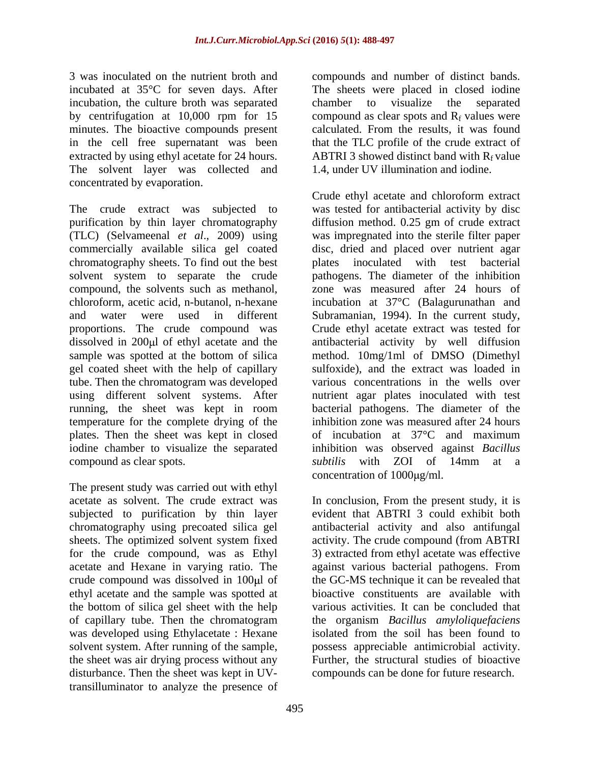3 was inoculated on the nutrient broth and incubated at 35°C for seven days. After incubation, the culture broth was separated by centrifugation at 10,000 rpm for 15 minutes. The bioactive compounds present in the cell free supernatant was been extracted by using ethyl acetate for 24 hours. The solvent layer was collected and concentrated by evaporation.

The crude extract was subjected to purification by thin layer chromatography (TLC) (Selvameenal *et al*., 2009) using commercially available silica gel coated chromatography sheets. To find out the best solvent system to separate the crude compound, the solvents such as methanol, chloroform, acetic acid, n-butanol, n-hexane and water were used in different proportions. The crude compound was dissolved in 200μl of ethyl acetate and the sample was spotted at the bottom of silica gel coated sheet with the help of capillary tube. Then the chromatogram was developed using different solvent systems. After running, the sheet was kept in room temperature for the complete drying of the plates. Then the sheet was kept in closed iodine chamber to visualize the separated compound as clear spots.

The present study was carried out with ethyl acetate as solvent. The crude extract was subjected to purification by thin layer chromatography using precoated silica gel sheets. The optimized solvent system fixed for the crude compound, was as Ethyl acetate and Hexane in varying ratio. The crude compound was dissolved in 100μl of ethyl acetate and the sample was spotted at the bottom of silica gel sheet with the help of capillary tube. Then the chromatogram was developed using Ethylacetate : Hexane solvent system. After running of the sample, the sheet was air drying process without any disturbance. Then the sheet was kept in UV-transilluminator to analyze the presence of compounds and number of distinct bands. The sheets were placed in closed iodine chamber to visualize the separated compound as clear spots and $R_f$ values were calculated. From the results, it was found that the TLC profile of the crude extract of ABTRI 3 showed distinct band with $R_f$ value 1.4, under UV illumination and iodine.

Crude ethyl acetate and chloroform extract was tested for antibacterial activity by disc diffusion method. 0.25 gm of crude extract was impregnated into the sterile filter paper disc, dried and placed over nutrient agar plates inoculated with test bacterial pathogens. The diameter of the inhibition zone was measured after 24 hours of incubation at 37°C (Balagurunathan and Subramanian, 1994). In the current study, Crude ethyl acetate extract was tested for antibacterial activity by well diffusion method. 10mg/1ml of DMSO (Dimethyl sulfoxide), and the extract was loaded in various concentrations in the wells over nutrient agar plates inoculated with test bacterial pathogens. The diameter of the inhibition zone was measured after 24 hours of incubation at 37°C and maximum inhibition was observed against *Bacillus subtilis* with ZOI of 14mm at a concentration of 1000μg/ml.

In conclusion, From the present study, it is evident that ABTRI 3 could exhibit both antibacterial activity and also antifungal activity. The crude compound (from ABTRI 3) extracted from ethyl acetate was effective against various bacterial pathogens. From the GC-MS technique it can be revealed that bioactive constituents are available with various activities. It can be concluded that the organism *Bacillus amyloliquefaciens* isolated from the soil has been found to possess appreciable antimicrobial activity. Further, the structural studies of bioactive compounds can be done for future research.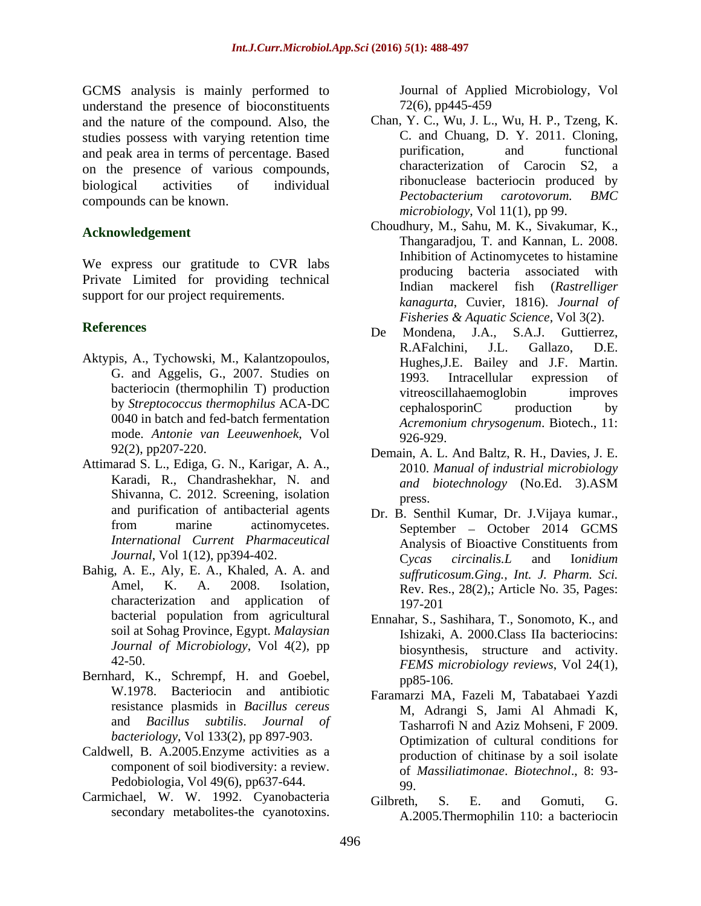GCMS analysis is mainly performed to understand the presence of bioconstituents and the nature of the compound. Also, the studies possess with varying retention time and peak area in terms of percentage. Based on the presence of various compounds, biological activities of individual compounds can be known.

## Acknowledgement

We express our gratitude to CVR labs Private Limited for providing technical support for our project requirements.

## References

Aktypis, A., Tychowski, M., Kalantzopoulos, G. and Aggelis, G., 2007. Studies on bacteriocin (thermophilin T) production by *Streptococcus thermophilus* ACA-DC 0040 in batch and fed-batch fermentation mode. *Antonie van Leeuwenhoek*, Vol 92(2), pp207-220.

Attimarad S. L., Ediga, G. N., Karigar, A. A., Karadi, R., Chandrashekhar, N. and Shivanna, C. 2012. Screening, isolation and purification of antibacterial agents from marine actinomycetes. *International Current Pharmaceutical Journal*, Vol 1(12), pp394-402.

Bahig, A. E., Aly, E. A., Khaled, A. A. and Amel, K. A. 2008. Isolation, characterization and application of bacterial population from agricultural soil at Sohag Province, Egypt. *Malaysian Journal of Microbiology*, Vol 4(2), pp 42-50.

Bernhard, K., Schrempf, H. and Goebel, W.1978. Bacteriocin and antibiotic resistance plasmids in *Bacillus cereus* and *Bacillus subtilis*. *Journal of bacteriology*, Vol 133(2), pp 897-903.

Caldwell, B. A.2005.Enzyme activities as a component of soil biodiversity: a review. Pedobiologia, Vol 49(6), pp637-644.

Carmichael, W. W. 1992. Cyanobacteria secondary metabolites-the cyanotoxins. Journal of Applied Microbiology, Vol 72(6), pp445-459

Chan, Y. C., Wu, J. L., Wu, H. P., Tzeng, K. C. and Chuang, D. Y. 2011. Cloning, purification, and functional characterization of Carocin S2, a ribonuclease bacteriocin produced by *Pectobacterium carotovorum. BMC microbiology*, Vol 11(1), pp 99.

Choudhury, M., Sahu, M. K., Sivakumar, K., Thangaradjou, T. and Kannan, L. 2008. Inhibition of Actinomycetes to histamine producing bacteria associated with Indian mackerel fish (*Rastrelliger kanagurta*, Cuvier, 1816). *Journal of Fisheries & Aquatic Science*, Vol 3(2).

De Mondena, J.A., S.A.J. Guttierrez, R.AFalchini, J.L. Gallazo, D.E. Hughes,J.E. Bailey and J.F. Martin. 1993. Intracellular expression of vitreoscillahaemoglobin improves cephalosporinC production by *Acremonium chrysogenum*. Biotech., 11: 926-929.

Demain, A. L. And Baltz, R. H., Davies, J. E. 2010. *Manual of industrial microbiology and biotechnology* (No.Ed. 3).ASM press.

Dr. B. Senthil Kumar, Dr. J.Vijaya kumar., September – October 2014 GCMS Analysis of Bioactive Constituents from C*ycas circinalis.L* and I*onidium suffruticosum.Ging., Int. J. Pharm. Sci.* Rev. Res., 28(2),; Article No. 35, Pages: 197-201

Ennahar, S., Sashihara, T., Sonomoto, K., and Ishizaki, A. 2000.Class IIa bacteriocins: biosynthesis, structure and activity. *FEMS microbiology reviews*, Vol 24(1), pp85-106.

Faramarzi MA, Fazeli M, Tabatabaei Yazdi M, Adrangi S, Jami Al Ahmadi K, Tasharrofi N and Aziz Mohseni, F 2009. Optimization of cultural conditions for production of chitinase by a soil isolate of *Massiliatimonae*. *Biotechnol*., 8: 93-99.

Gilbreth, S. E. and Gomuti, G. A.2005.Thermophilin 110: a bacteriocin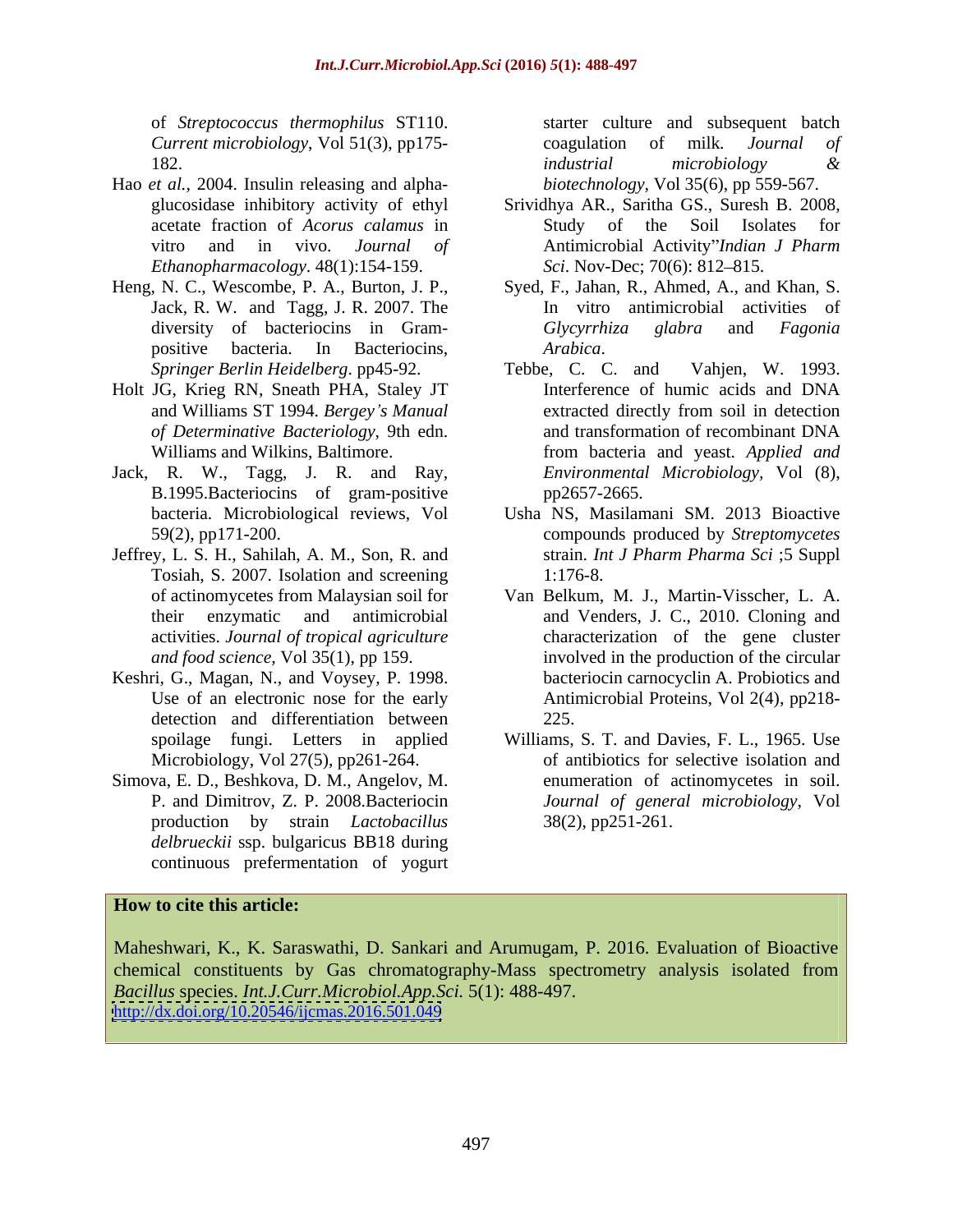of *Streptococcus thermophilus* ST110. *Current microbiology*, Vol 51(3), pp175-182.

Hao *et al.*, 2004. Insulin releasing and alpha-glucosidase inhibitory activity of ethyl acetate fraction of *Acorus calamus* in vitro and in vivo. *Journal of Ethanopharmacology*. 48(1):154-159.

Heng, N. C., Wescombe, P. A., Burton, J. P., Jack, R. W. and Tagg, J. R. 2007. The diversity of bacteriocins in Gram-positive bacteria. In Bacteriocins, *Springer Berlin Heidelberg*. pp45-92.

Holt JG, Krieg RN, Sneath PHA, Staley JT and Williams ST 1994. *Bergey's Manual of Determinative Bacteriology*, 9th edn. Williams and Wilkins, Baltimore.

Jack, R. W., Tagg, J. R. and Ray, B.1995.Bacteriocins of gram-positive bacteria. Microbiological reviews, Vol 59(2), pp171-200.

Jeffrey, L. S. H., Sahilah, A. M., Son, R. and Tosiah, S. 2007. Isolation and screening of actinomycetes from Malaysian soil for their enzymatic and antimicrobial activities. *Journal of tropical agriculture and food science*, Vol 35(1), pp 159.

Keshri, G., Magan, N., and Voysey, P. 1998. Use of an electronic nose for the early detection and differentiation between spoilage fungi. Letters in applied Microbiology, Vol 27(5), pp261-264.

Simova, E. D., Beshkova, D. M., Angelov, M. P. and Dimitrov, Z. P. 2008.Bacteriocin production by strain *Lactobacillus delbrueckii* ssp. bulgaricus BB18 during continuous prefermentation of yogurt starter culture and subsequent batch coagulation of milk. *Journal of industrial microbiology & biotechnology*, Vol 35(6), pp 559-567.

Srividhya AR., Saritha GS., Suresh B. 2008, Study of the Soil Isolates for Antimicrobial Activity"*Indian J Pharm Sci*. Nov-Dec; 70(6): 812–815.

Syed, F., Jahan, R., Ahmed, A., and Khan, S. In vitro antimicrobial activities of *Glycyrrhiza glabra* and *Fagonia Arabica*.

Tebbe, C. C. and Vahjen, W. 1993. Interference of humic acids and DNA extracted directly from soil in detection and transformation of recombinant DNA from bacteria and yeast. *Applied and Environmental Microbiology*, Vol (8), pp2657-2665.

Usha NS, Masilamani SM. 2013 Bioactive compounds produced by *Streptomycetes* strain. *Int J Pharm Pharma Sci* ;5 Suppl 1:176-8.

Van Belkum, M. J., Martin-Visscher, L. A. and Venders, J. C., 2010. Cloning and characterization of the gene cluster involved in the production of the circular bacteriocin carnocyclin A. Probiotics and Antimicrobial Proteins, Vol 2(4), pp218-225.

Williams, S. T. and Davies, F. L., 1965. Use of antibiotics for selective isolation and enumeration of actinomycetes in soil. *Journal of general microbiology*, Vol 38(2), pp251-261.

**How to cite this article:**

Maheshwari, K., K. Saraswathi, D. Sankari and Arumugam, P. 2016. Evaluation of Bioactive chemical constituents by Gas chromatography-Mass spectrometry analysis isolated from *Bacillus* species. *Int.J.Curr.Microbiol.App.Sci.* 5(1): 488-497.
http://dx.doi.org/10.20546/ijcmas.2016.501.049